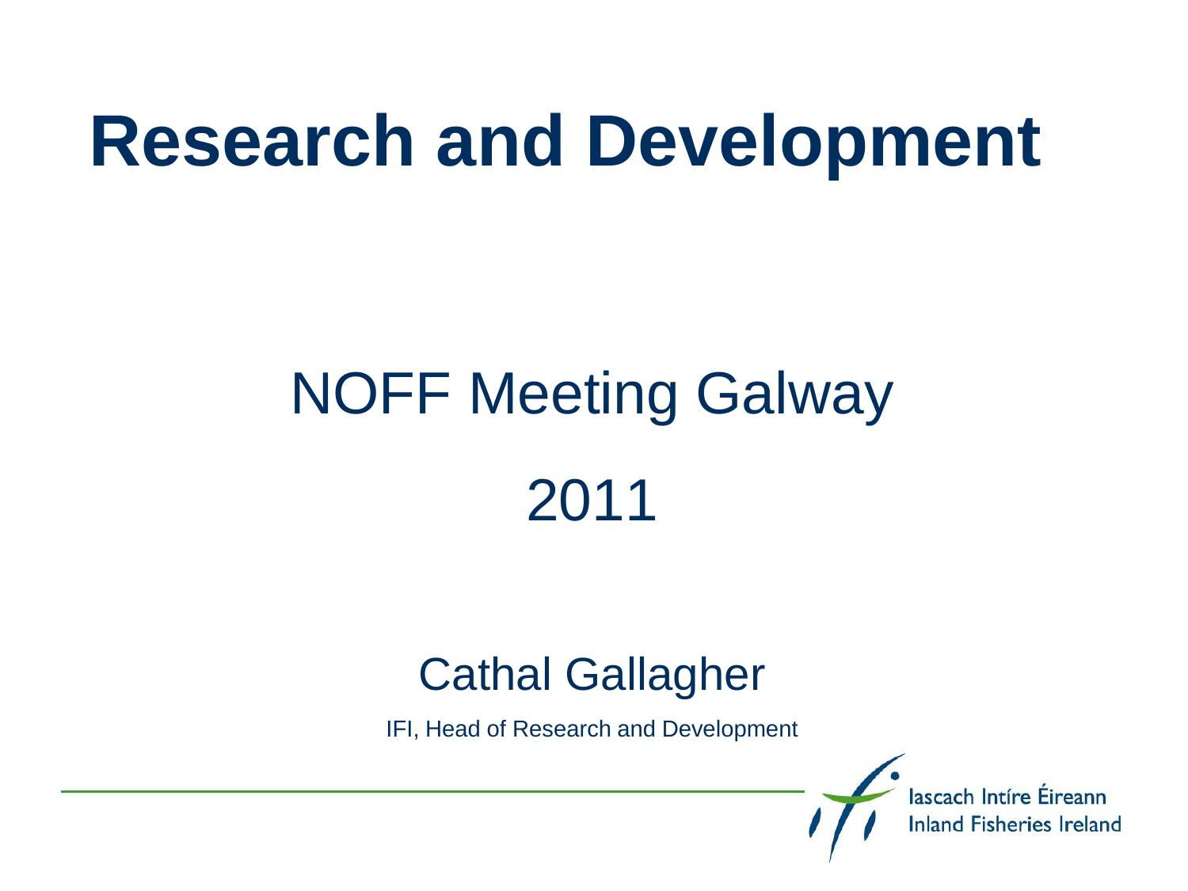# Research and Development

NOFF Meeting Galway

2011

Cathal Gallagher

IFI, Head of Research and Development

Iascach Intíre Éireann
Inland Fisheries Ireland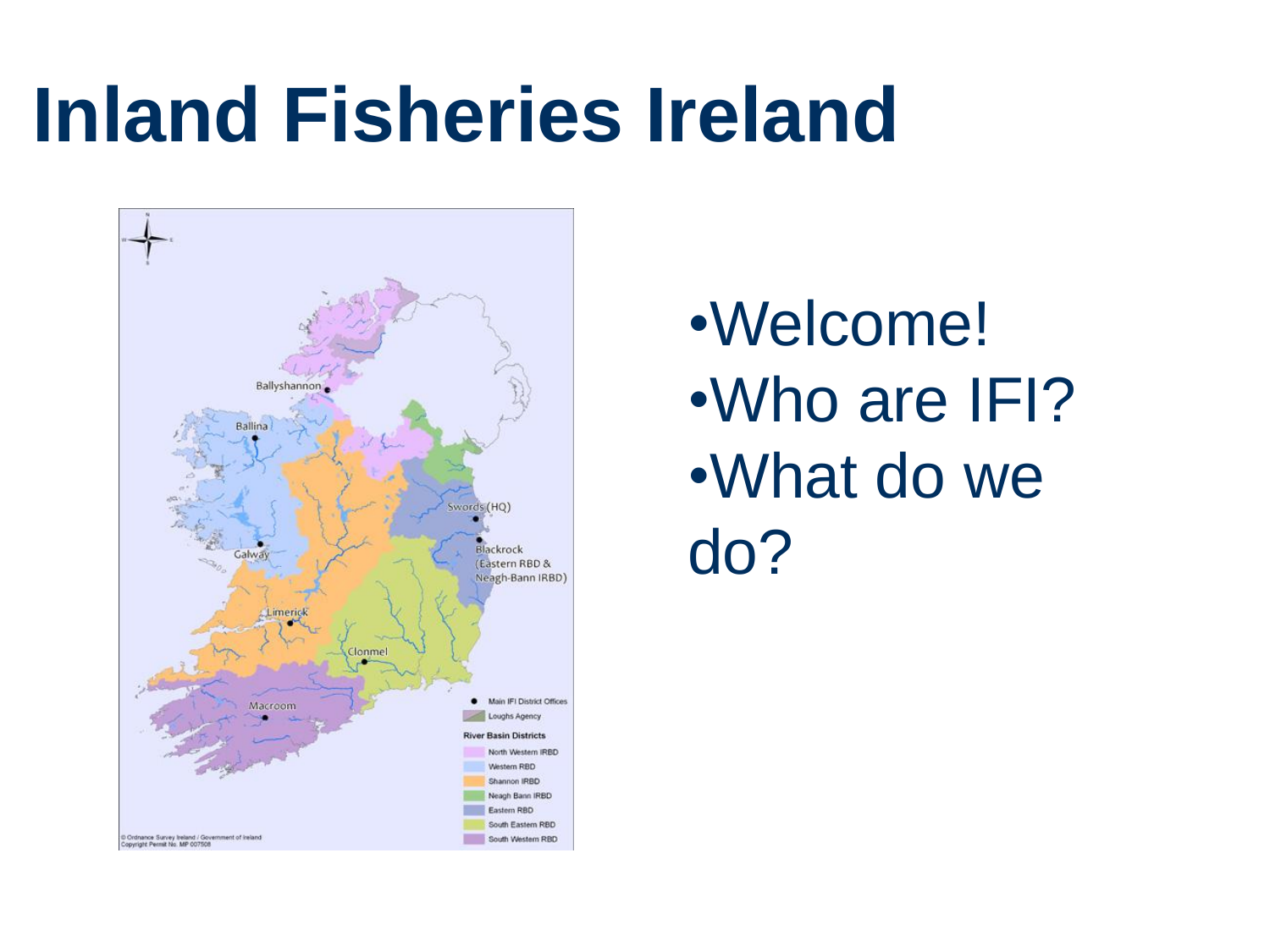# Inland Fisheries Ireland

- Welcome!
- Who are IFI?
- What do we do?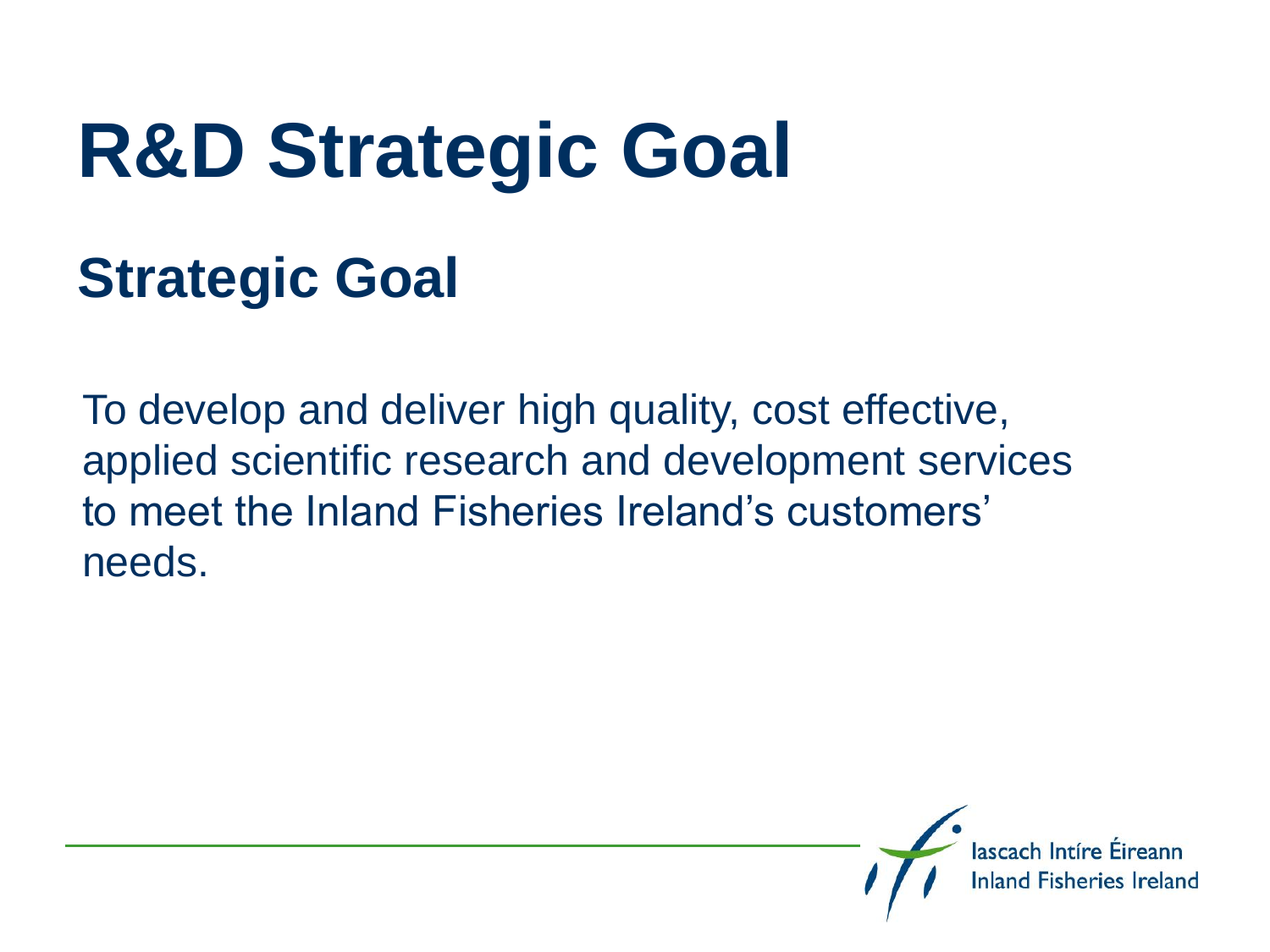# R&D Strategic Goal

## Strategic Goal

To develop and deliver high quality, cost effective, applied scientific research and development services to meet the Inland Fisheries Ireland's customers' needs.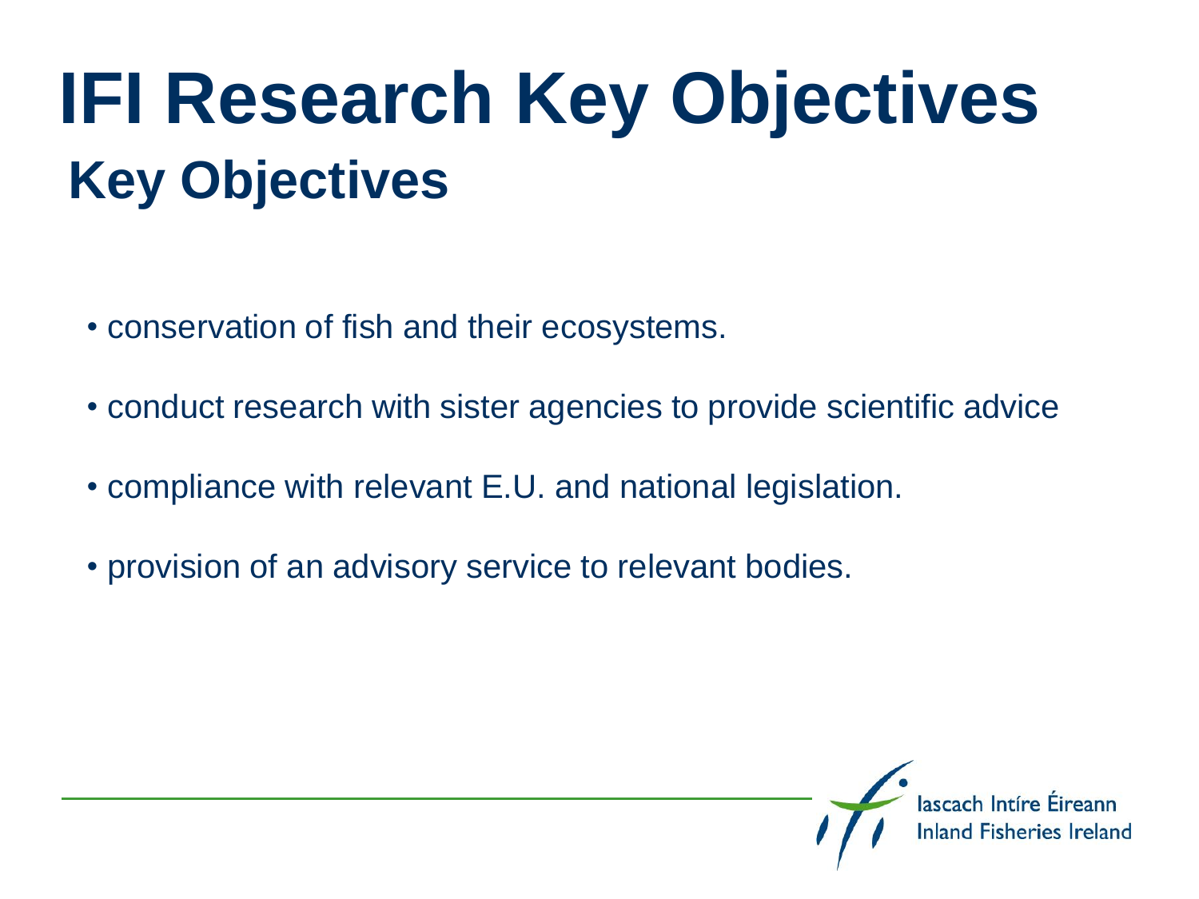# IFI Research Key Objectives

## Key Objectives

- conservation of fish and their ecosystems.
- conduct research with sister agencies to provide scientific advice
- compliance with relevant E.U. and national legislation.
- provision of an advisory service to relevant bodies.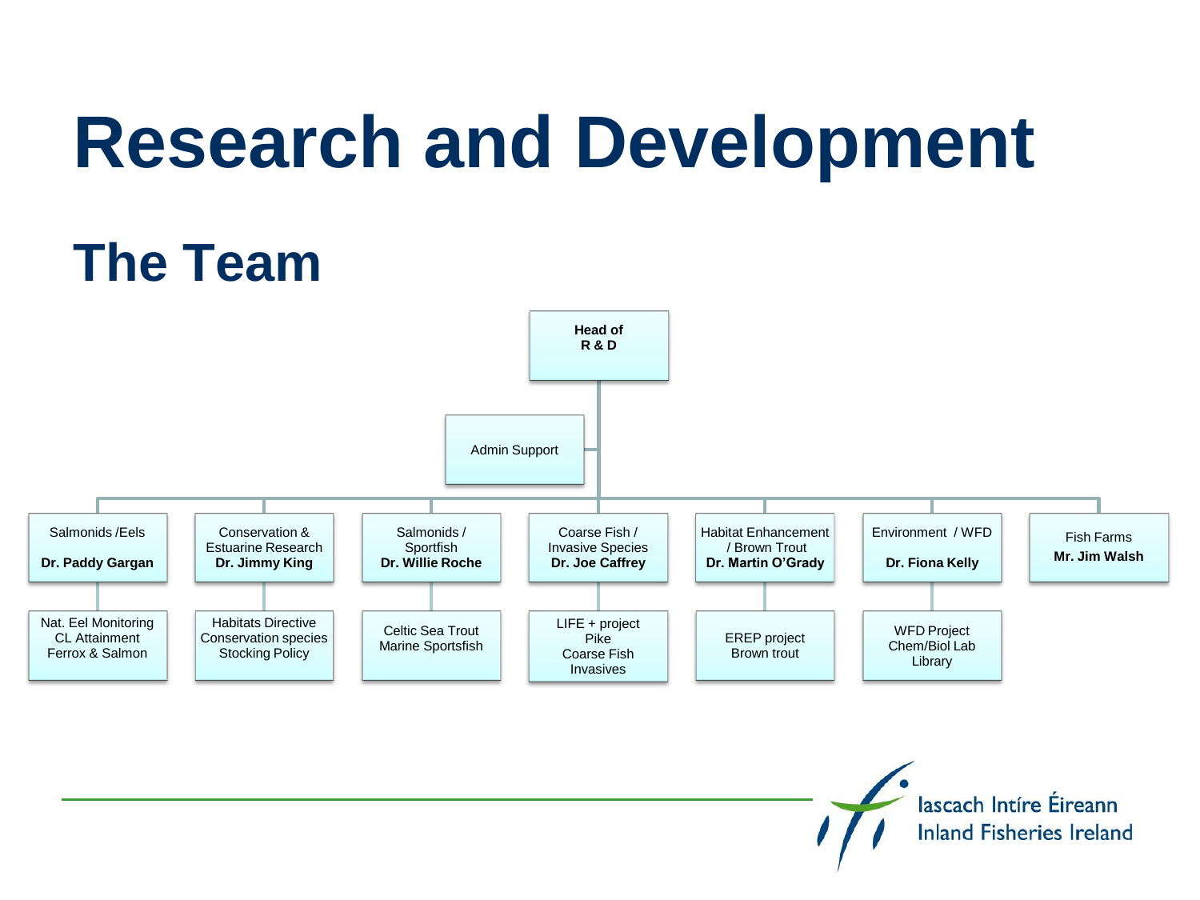# Research and Development

## The Team

**Head of R & D**

Admin Support

| Area | Lead | Projects |
|---|---|---|
| Salmonids /Eels | **Dr. Paddy Gargan** | Nat. Eel Monitoring; CL Attainment; Ferrox & Salmon |
| Conservation & Estuarine Research | **Dr. Jimmy King** | Habitats Directive; Conservation species; Stocking Policy |
| Salmonids / Sportfish | **Dr. Willie Roche** | Celtic Sea Trout; Marine Sportsfish |
| Coarse Fish / Invasive Species | **Dr. Joe Caffrey** | LIFE + project; Pike; Coarse Fish; Invasives |
| Habitat Enhancement / Brown Trout | **Dr. Martin O'Grady** | EREP project; Brown trout |
| Environment / WFD | **Dr. Fiona Kelly** | WFD Project; Chem/Biol Lab; Library |
| Fish Farms | **Mr. Jim Walsh** | |

Iascach Intíre Éireann
Inland Fisheries Ireland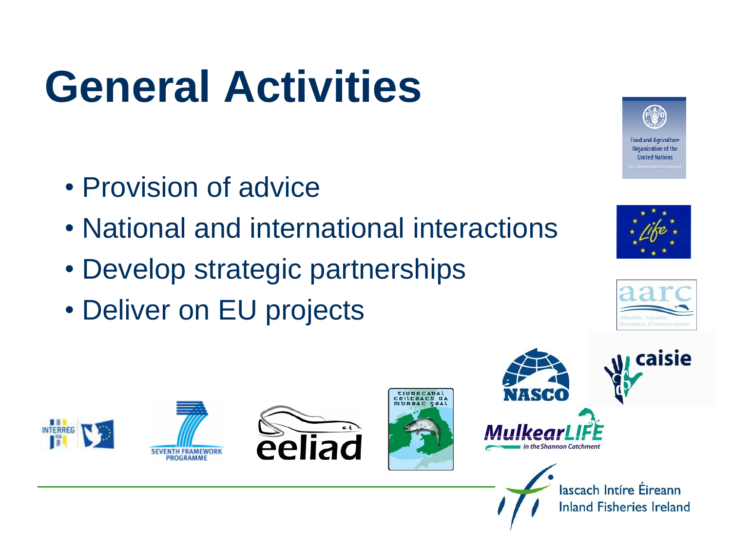# General Activities

- Provision of advice
- National and international interactions
- Develop strategic partnerships
- Deliver on EU projects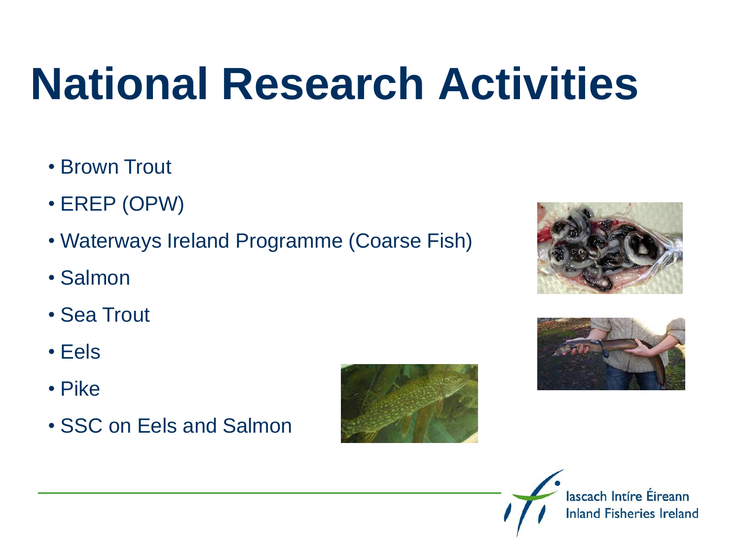# National Research Activities

- Brown Trout
- EREP (OPW)
- Waterways Ireland Programme (Coarse Fish)
- Salmon
- Sea Trout
- Eels
- Pike
- SSC on Eels and Salmon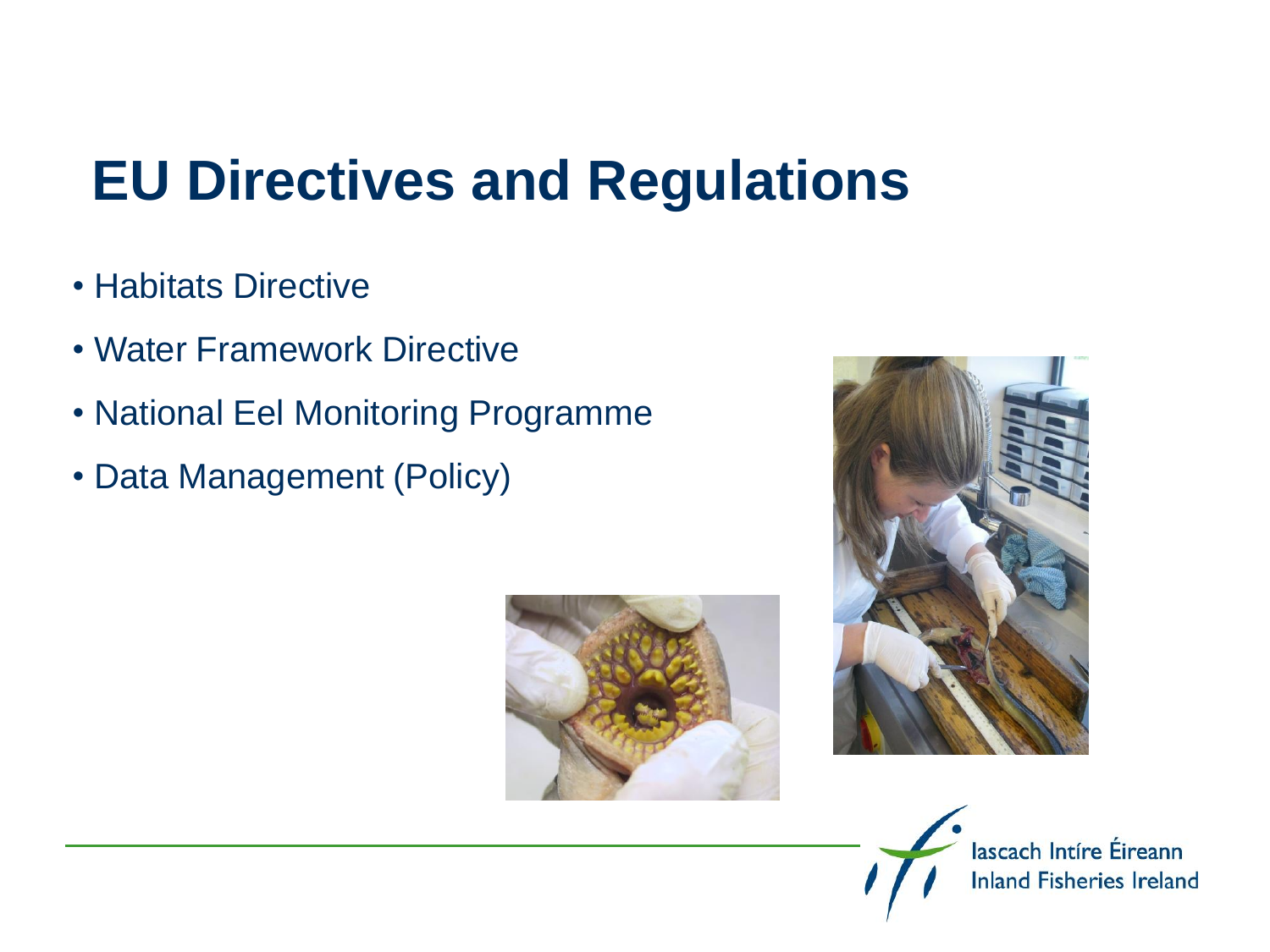# EU Directives and Regulations

- Habitats Directive
- Water Framework Directive
- National Eel Monitoring Programme
- Data Management (Policy)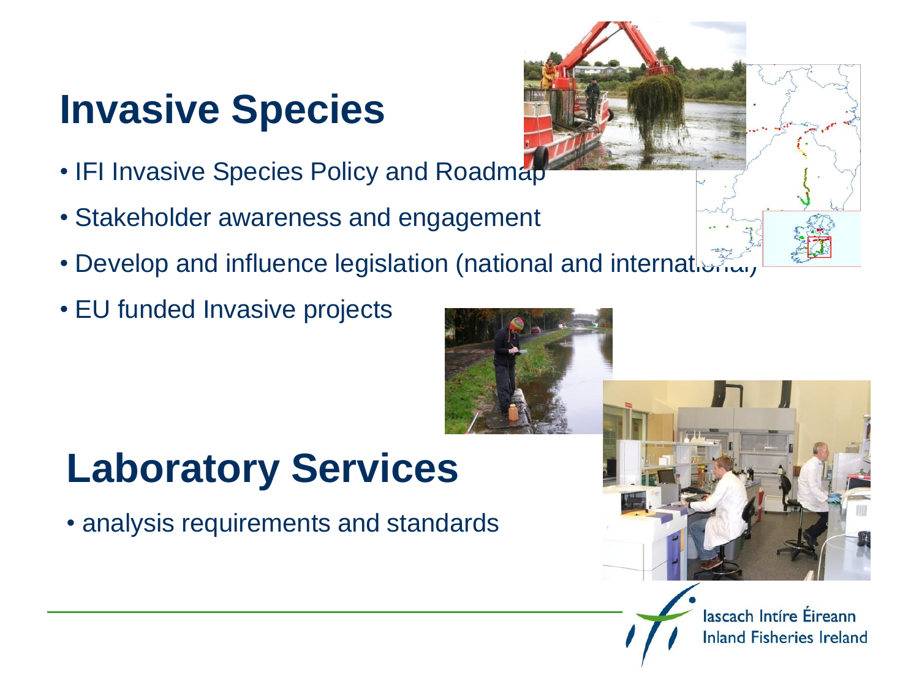# Invasive Species

- IFI Invasive Species Policy and Roadmap
- Stakeholder awareness and engagement
- Develop and influence legislation (national and international)
- EU funded Invasive projects

# Laboratory Services

- analysis requirements and standards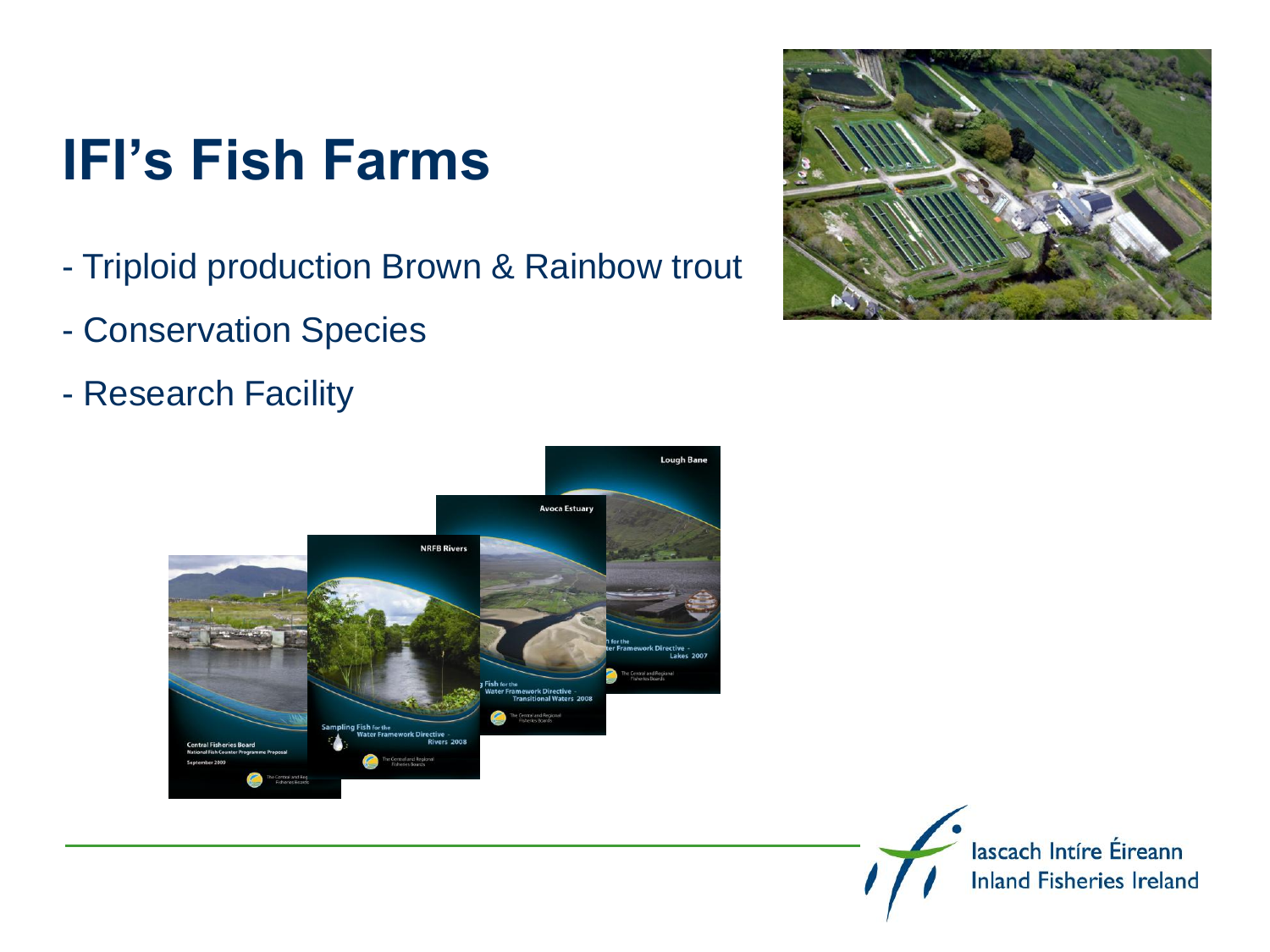# IFI's Fish Farms

- Triploid production Brown & Rainbow trout
- Conservation Species
- Research Facility